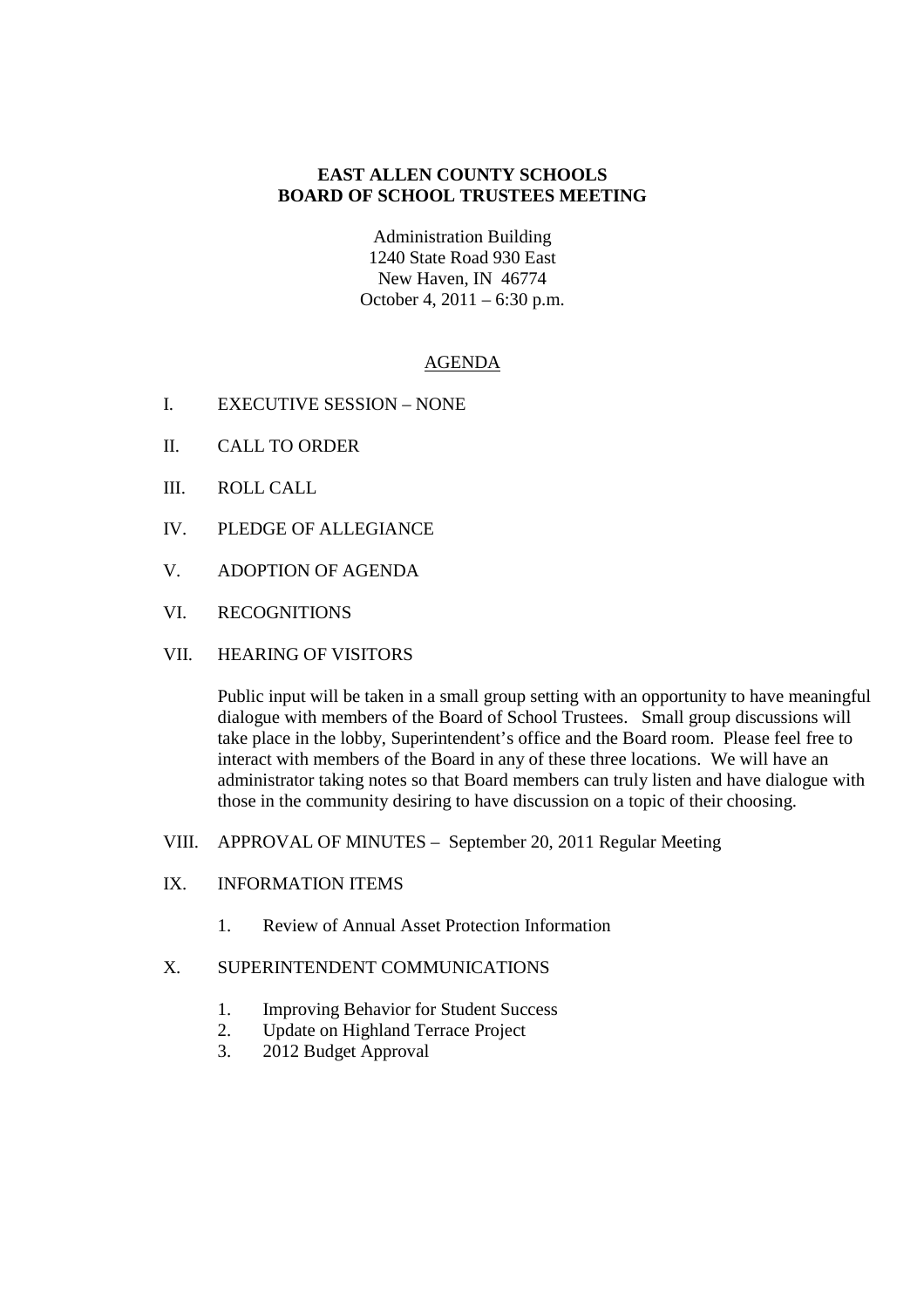**EAST ALLEN COUNTY SCHOOLS**
**BOARD OF SCHOOL TRUSTEES MEETING**

Administration Building
1240 State Road 930 East
New Haven, IN 46774
October 4, 2011 – 6:30 p.m.

AGENDA

I. EXECUTIVE SESSION – NONE

II. CALL TO ORDER

III. ROLL CALL

IV. PLEDGE OF ALLEGIANCE

V. ADOPTION OF AGENDA

VI. RECOGNITIONS

VII. HEARING OF VISITORS

Public input will be taken in a small group setting with an opportunity to have meaningful dialogue with members of the Board of School Trustees. Small group discussions will take place in the lobby, Superintendent's office and the Board room. Please feel free to interact with members of the Board in any of these three locations. We will have an administrator taking notes so that Board members can truly listen and have dialogue with those in the community desiring to have discussion on a topic of their choosing.

VIII. APPROVAL OF MINUTES – September 20, 2011 Regular Meeting

IX. INFORMATION ITEMS

1. Review of Annual Asset Protection Information

X. SUPERINTENDENT COMMUNICATIONS

1. Improving Behavior for Student Success
2. Update on Highland Terrace Project
3. 2012 Budget Approval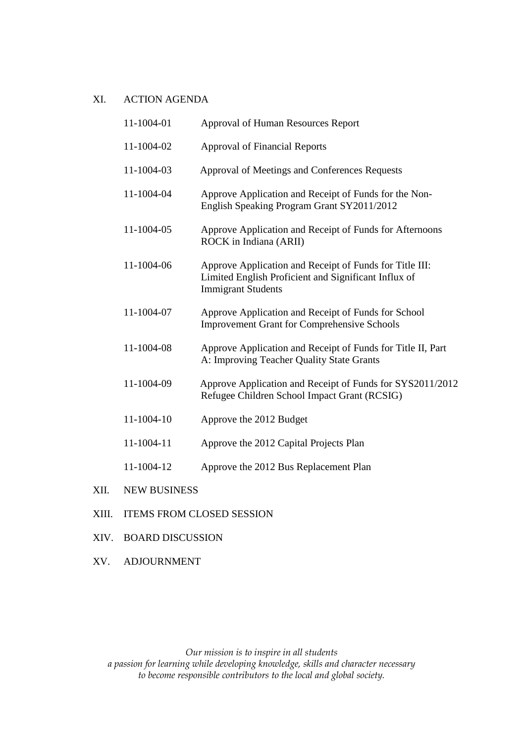## XI. ACTION AGENDA

| | |
|---|---|
| 11-1004-01 | Approval of Human Resources Report |
| 11-1004-02 | Approval of Financial Reports |
| 11-1004-03 | Approval of Meetings and Conferences Requests |
| 11-1004-04 | Approve Application and Receipt of Funds for the Non-English Speaking Program Grant SY2011/2012 |
| 11-1004-05 | Approve Application and Receipt of Funds for Afternoons ROCK in Indiana (ARII) |
| 11-1004-06 | Approve Application and Receipt of Funds for Title III: Limited English Proficient and Significant Influx of Immigrant Students |
| 11-1004-07 | Approve Application and Receipt of Funds for School Improvement Grant for Comprehensive Schools |
| 11-1004-08 | Approve Application and Receipt of Funds for Title II, Part A: Improving Teacher Quality State Grants |
| 11-1004-09 | Approve Application and Receipt of Funds for SYS2011/2012 Refugee Children School Impact Grant (RCSIG) |
| 11-1004-10 | Approve the 2012 Budget |
| 11-1004-11 | Approve the 2012 Capital Projects Plan |
| 11-1004-12 | Approve the 2012 Bus Replacement Plan |

## XII. NEW BUSINESS

## XIII. ITEMS FROM CLOSED SESSION

## XIV. BOARD DISCUSSION

## XV. ADJOURNMENT

*Our mission is to inspire in all students a passion for learning while developing knowledge, skills and character necessary to become responsible contributors to the local and global society.*